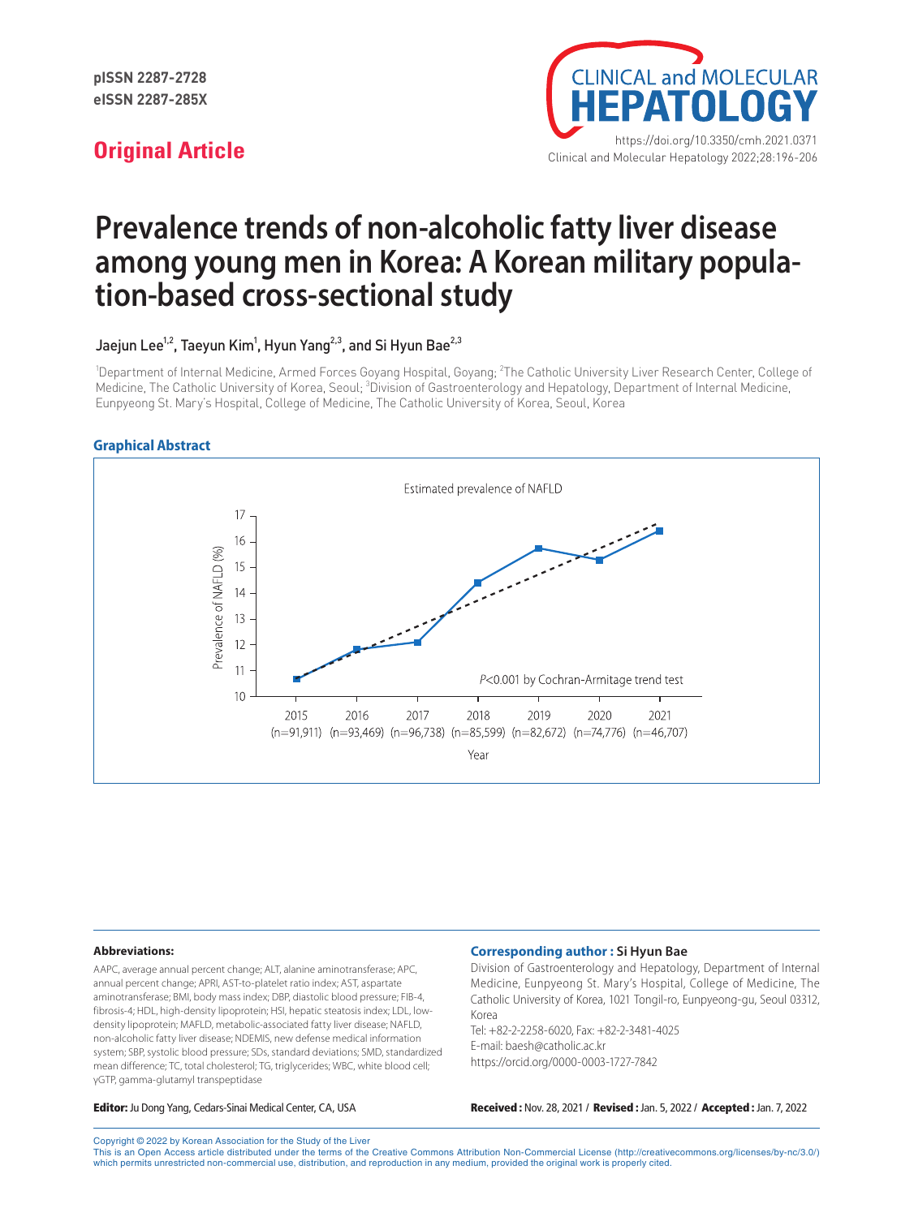pISSN 2287-2728
eISSN 2287-285X

**Original Article**

https://doi.org/10.3350/cmh.2021.0371

# Prevalence trends of non-alcoholic fatty liver disease among young men in Korea: A Korean military population-based cross-sectional study

Jaejun Lee[1,2], Taeyun Kim[1], Hyun Yang[2,3], and Si Hyun Bae[2,3]

[1]Department of Internal Medicine, Armed Forces Goyang Hospital, Goyang; [2]The Catholic University Liver Research Center, College of Medicine, The Catholic University of Korea, Seoul; [3]Division of Gastroenterology and Hepatology, Department of Internal Medicine, Eunpyeong St. Mary's Hospital, College of Medicine, The Catholic University of Korea, Seoul, Korea

## Graphical Abstract

Estimated prevalence of NAFLD

Prevalence of NAFLD (%)

17
16
15
14
13
12
11
10

P<0.001 by Cochran-Armitage trend test

2015 (n=91,911)
2016 (n=93,469)
2017 (n=96,738)
2018 (n=85,599)
2019 (n=82,672)
2020 (n=74,776)
2021 (n=46,707)

Year

**Abbreviations:**

AAPC, average annual percent change; ALT, alanine aminotransferase; APC, annual percent change; APRI, AST-to-platelet ratio index; AST, aspartate aminotransferase; BMI, body mass index; DBP, diastolic blood pressure; FIB-4, fibrosis-4; HDL, high-density lipoprotein; HSI, hepatic steatosis index; LDL, low-density lipoprotein; MAFLD, metabolic-associated fatty liver disease; NAFLD, non-alcoholic fatty liver disease; NDEMIS, new defense medical information system; SBP, systolic blood pressure; SDs, standard deviations; SMD, standardized mean difference; TC, total cholesterol; TG, triglycerides; WBC, white blood cell; γGTP, gamma-glutamyl transpeptidase

**Corresponding author : Si Hyun Bae**

Division of Gastroenterology and Hepatology, Department of Internal Medicine, Eunpyeong St. Mary's Hospital, College of Medicine, The Catholic University of Korea, 1021 Tongil-ro, Eunpyeong-gu, Seoul 03312, Korea

Tel: +82-2-2258-6020, Fax: +82-2-3481-4025

E-mail: baesh@catholic.ac.kr

https://orcid.org/0000-0003-1727-7842

**Editor:** Ju Dong Yang, Cedars-Sinai Medical Center, CA, USA

**Received :** Nov. 28, 2021 / **Revised :** Jan. 5, 2022 / **Accepted :** Jan. 7, 2022

Copyright © 2022 by Korean Association for the Study of the Liver

This is an Open Access article distributed under the terms of the Creative Commons Attribution Non-Commercial License (http://creativecommons.org/licenses/by-nc/3.0/) which permits unrestricted non-commercial use, distribution, and reproduction in any medium, provided the original work is properly cited.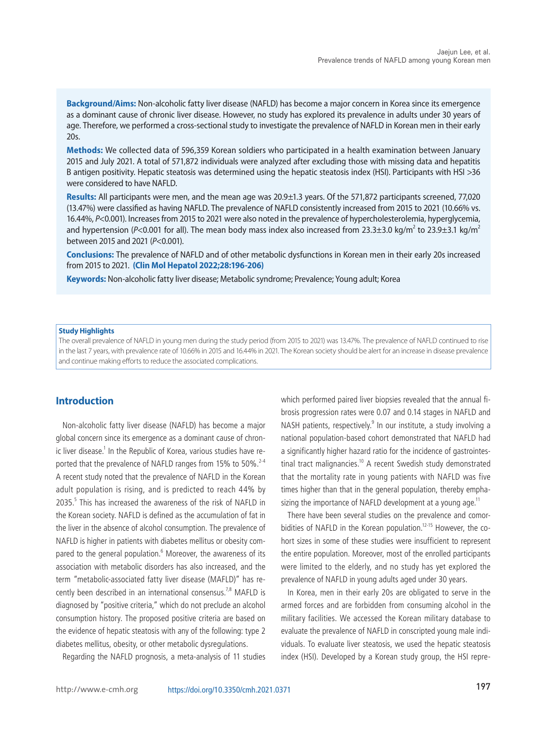**Background/Aims:** Non-alcoholic fatty liver disease (NAFLD) has become a major concern in Korea since its emergence as a dominant cause of chronic liver disease. However, no study has explored its prevalence in adults under 30 years of age. Therefore, we performed a cross-sectional study to investigate the prevalence of NAFLD in Korean men in their early 20s.

**Methods:** We collected data of 596,359 Korean soldiers who participated in a health examination between January 2015 and July 2021. A total of 571,872 individuals were analyzed after excluding those with missing data and hepatitis B antigen positivity. Hepatic steatosis was determined using the hepatic steatosis index (HSI). Participants with HSI >36 were considered to have NAFLD.

**Results:** All participants were men, and the mean age was 20.9±1.3 years. Of the 571,872 participants screened, 77,020 (13.47%) were classified as having NAFLD. The prevalence of NAFLD consistently increased from 2015 to 2021 (10.66% vs. 16.44%, $P<0.001$). Increases from 2015 to 2021 were also noted in the prevalence of hypercholesterolemia, hyperglycemia, and hypertension ($P<0.001$ for all). The mean body mass index also increased from 23.3±3.0 kg/$m^2$ to 23.9±3.1 kg/$m^2$ between 2015 and 2021 ($P<0.001$).

**Conclusions:** The prevalence of NAFLD and of other metabolic dysfunctions in Korean men in their early 20s increased from 2015 to 2021. **(Clin Mol Hepatol 2022;28:196-206)**

**Keywords:** Non-alcoholic fatty liver disease; Metabolic syndrome; Prevalence; Young adult; Korea

**Study Highlights**

The overall prevalence of NAFLD in young men during the study period (from 2015 to 2021) was 13.47%. The prevalence of NAFLD continued to rise in the last 7 years, with prevalence rate of 10.66% in 2015 and 16.44% in 2021. The Korean society should be alert for an increase in disease prevalence and continue making efforts to reduce the associated complications.

## Introduction

Non-alcoholic fatty liver disease (NAFLD) has become a major global concern since its emergence as a dominant cause of chronic liver disease.[1] In the Republic of Korea, various studies have reported that the prevalence of NAFLD ranges from 15% to 50%.[2-4] A recent study noted that the prevalence of NAFLD in the Korean adult population is rising, and is predicted to reach 44% by 2035.[5] This has increased the awareness of the risk of NAFLD in the Korean society. NAFLD is defined as the accumulation of fat in the liver in the absence of alcohol consumption. The prevalence of NAFLD is higher in patients with diabetes mellitus or obesity compared to the general population.[6] Moreover, the awareness of its association with metabolic disorders has also increased, and the term "metabolic-associated fatty liver disease (MAFLD)" has recently been described in an international consensus.[7,8] MAFLD is diagnosed by "positive criteria," which do not preclude an alcohol consumption history. The proposed positive criteria are based on the evidence of hepatic steatosis with any of the following: type 2 diabetes mellitus, obesity, or other metabolic dysregulations.

Regarding the NAFLD prognosis, a meta-analysis of 11 studies which performed paired liver biopsies revealed that the annual fibrosis progression rates were 0.07 and 0.14 stages in NAFLD and NASH patients, respectively.[9] In our institute, a study involving a national population-based cohort demonstrated that NAFLD had a significantly higher hazard ratio for the incidence of gastrointestinal tract malignancies.[10] A recent Swedish study demonstrated that the mortality rate in young patients with NAFLD was five times higher than that in the general population, thereby emphasizing the importance of NAFLD development at a young age.[11]

There have been several studies on the prevalence and comorbidities of NAFLD in the Korean population.[12-15] However, the cohort sizes in some of these studies were insufficient to represent the entire population. Moreover, most of the enrolled participants were limited to the elderly, and no study has yet explored the prevalence of NAFLD in young adults aged under 30 years.

In Korea, men in their early 20s are obligated to serve in the armed forces and are forbidden from consuming alcohol in the military facilities. We accessed the Korean military database to evaluate the prevalence of NAFLD in conscripted young male individuals. To evaluate liver steatosis, we used the hepatic steatosis index (HSI). Developed by a Korean study group, the HSI repre-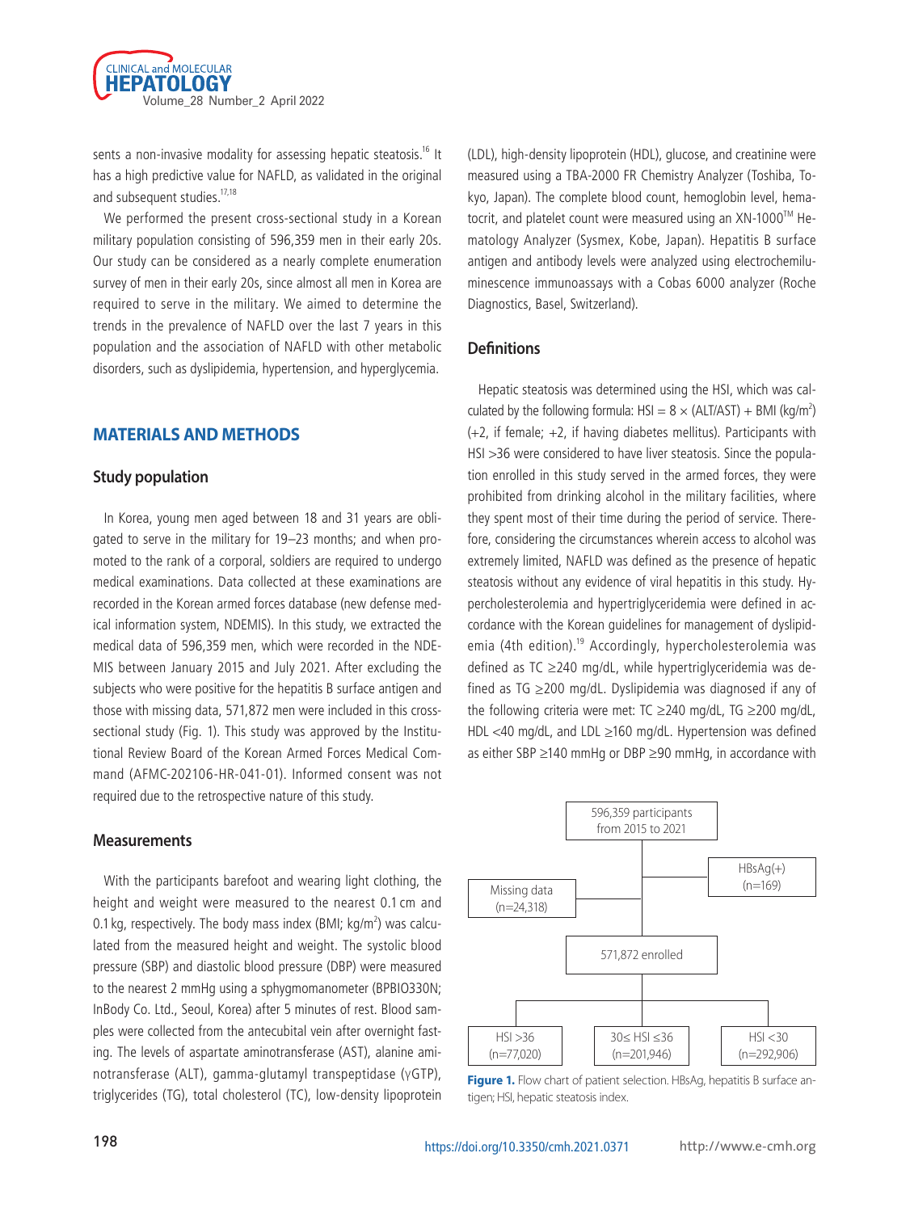sents a non-invasive modality for assessing hepatic steatosis.[16] It has a high predictive value for NAFLD, as validated in the original and subsequent studies.[17,18]

We performed the present cross-sectional study in a Korean military population consisting of 596,359 men in their early 20s. Our study can be considered as a nearly complete enumeration survey of men in their early 20s, since almost all men in Korea are required to serve in the military. We aimed to determine the trends in the prevalence of NAFLD over the last 7 years in this population and the association of NAFLD with other metabolic disorders, such as dyslipidemia, hypertension, and hyperglycemia.

## MATERIALS AND METHODS

### Study population

In Korea, young men aged between 18 and 31 years are obligated to serve in the military for 19–23 months; and when promoted to the rank of a corporal, soldiers are required to undergo medical examinations. Data collected at these examinations are recorded in the Korean armed forces database (new defense medical information system, NDEMIS). In this study, we extracted the medical data of 596,359 men, which were recorded in the NDEMIS between January 2015 and July 2021. After excluding the subjects who were positive for the hepatitis B surface antigen and those with missing data, 571,872 men were included in this cross-sectional study (Fig. 1). This study was approved by the Institutional Review Board of the Korean Armed Forces Medical Command (AFMC-202106-HR-041-01). Informed consent was not required due to the retrospective nature of this study.

### Measurements

With the participants barefoot and wearing light clothing, the height and weight were measured to the nearest 0.1 cm and 0.1 kg, respectively. The body mass index (BMI; kg/m$^2$) was calculated from the measured height and weight. The systolic blood pressure (SBP) and diastolic blood pressure (DBP) were measured to the nearest 2 mmHg using a sphygmomanometer (BPBIO330N; InBody Co. Ltd., Seoul, Korea) after 5 minutes of rest. Blood samples were collected from the antecubital vein after overnight fasting. The levels of aspartate aminotransferase (AST), alanine aminotransferase (ALT), gamma-glutamyl transpeptidase (γGTP), triglycerides (TG), total cholesterol (TC), low-density lipoprotein (LDL), high-density lipoprotein (HDL), glucose, and creatinine were measured using a TBA-2000 FR Chemistry Analyzer (Toshiba, Tokyo, Japan). The complete blood count, hemoglobin level, hematocrit, and platelet count were measured using an XN-1000™ Hematology Analyzer (Sysmex, Kobe, Japan). Hepatitis B surface antigen and antibody levels were analyzed using electrochemiluminescence immunoassays with a Cobas 6000 analyzer (Roche Diagnostics, Basel, Switzerland).

### Definitions

Hepatic steatosis was determined using the HSI, which was calculated by the following formula: HSI = 8 × (ALT/AST) + BMI (kg/m$^2$) (+2, if female; +2, if having diabetes mellitus). Participants with HSI >36 were considered to have liver steatosis. Since the population enrolled in this study served in the armed forces, they were prohibited from drinking alcohol in the military facilities, where they spent most of their time during the period of service. Therefore, considering the circumstances wherein access to alcohol was extremely limited, NAFLD was defined as the presence of hepatic steatosis without any evidence of viral hepatitis in this study. Hypercholesterolemia and hypertriglyceridemia were defined in accordance with the Korean guidelines for management of dyslipidemia (4th edition).[19] Accordingly, hypercholesterolemia was defined as TC ≥240 mg/dL, while hypertriglyceridemia was defined as TG ≥200 mg/dL. Dyslipidemia was diagnosed if any of the following criteria were met: TC ≥240 mg/dL, TG ≥200 mg/dL, HDL <40 mg/dL, and LDL ≥160 mg/dL. Hypertension was defined as either SBP ≥140 mmHg or DBP ≥90 mmHg, in accordance with

596,359 participants from 2015 to 2021 → HBsAg(+) (n=169); Missing data (n=24,318) → 571,872 enrolled → HSI >36 (n=77,020); 30≤ HSI ≤36 (n=201,946); HSI <30 (n=292,906)

**Figure 1.** Flow chart of patient selection. HBsAg, hepatitis B surface antigen; HSI, hepatic steatosis index.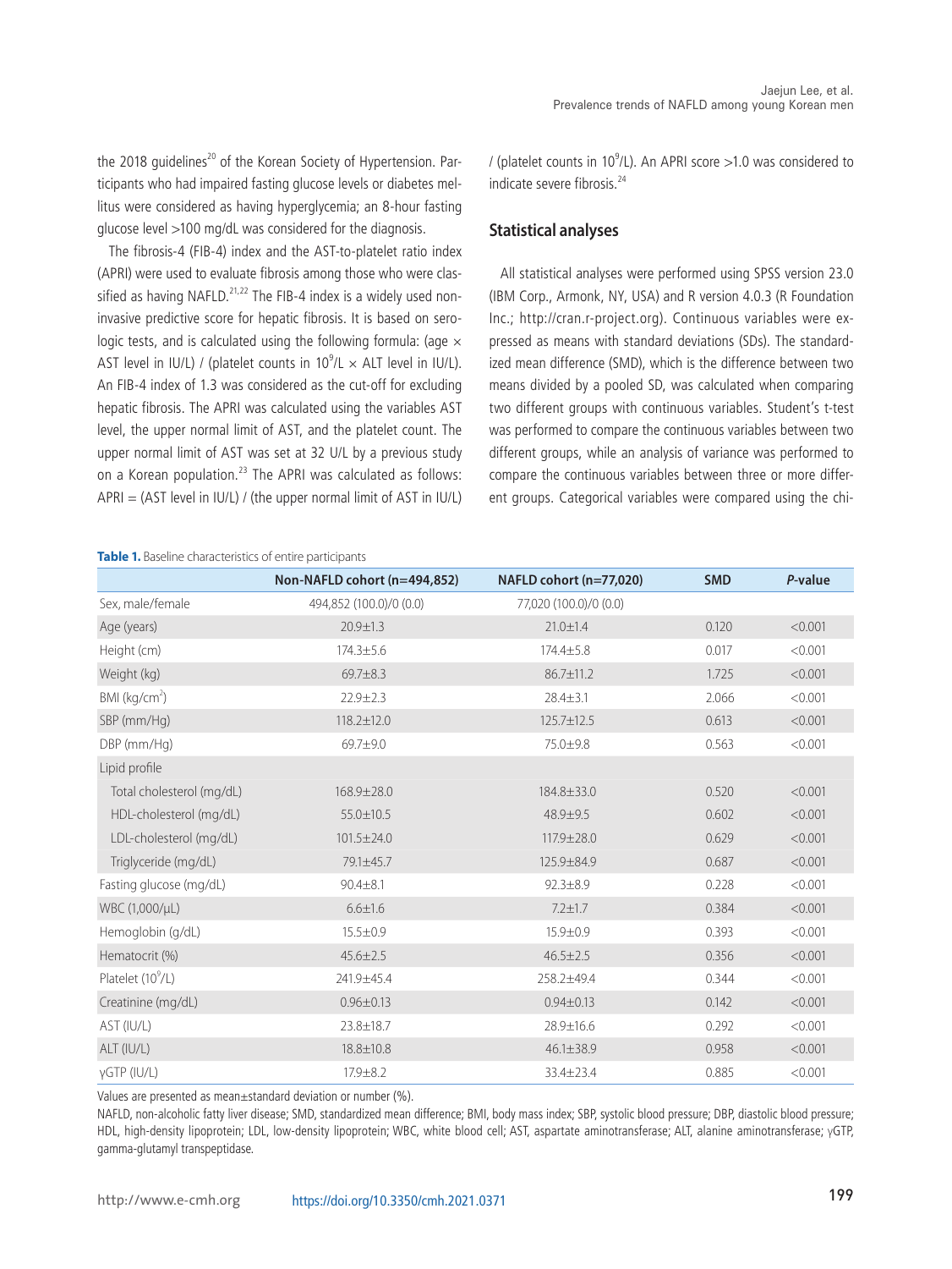the 2018 guidelines[20] of the Korean Society of Hypertension. Participants who had impaired fasting glucose levels or diabetes mellitus were considered as having hyperglycemia; an 8-hour fasting glucose level >100 mg/dL was considered for the diagnosis.

The fibrosis-4 (FIB-4) index and the AST-to-platelet ratio index (APRI) were used to evaluate fibrosis among those who were classified as having NAFLD.[21,22] The FIB-4 index is a widely used non-invasive predictive score for hepatic fibrosis. It is based on serologic tests, and is calculated using the following formula: (age × AST level in IU/L) / (platelet counts in $10^9$/L × ALT level in IU/L). An FIB-4 index of 1.3 was considered as the cut-off for excluding hepatic fibrosis. The APRI was calculated using the variables AST level, the upper normal limit of AST, and the platelet count. The upper normal limit of AST was set at 32 U/L by a previous study on a Korean population.[23] The APRI was calculated as follows: APRI = (AST level in IU/L) / (the upper normal limit of AST in IU/L) / (platelet counts in $10^9$/L). An APRI score >1.0 was considered to indicate severe fibrosis.[24]

## Statistical analyses

All statistical analyses were performed using SPSS version 23.0 (IBM Corp., Armonk, NY, USA) and R version 4.0.3 (R Foundation Inc.; http://cran.r-project.org). Continuous variables were expressed as means with standard deviations (SDs). The standardized mean difference (SMD), which is the difference between two means divided by a pooled SD, was calculated when comparing two different groups with continuous variables. Student's t-test was performed to compare the continuous variables between two different groups, while an analysis of variance was performed to compare the continuous variables between three or more different groups. Categorical variables were compared using the chi-

**Table 1.** Baseline characteristics of entire participants

| | Non-NAFLD cohort (n=494,852) | NAFLD cohort (n=77,020) | SMD | *P*-value |
|---|---|---|---|---|
| Sex, male/female | 494,852 (100.0)/0 (0.0) | 77,020 (100.0)/0 (0.0) | | |
| Age (years) | 20.9±1.3 | 21.0±1.4 | 0.120 | <0.001 |
| Height (cm) | 174.3±5.6 | 174.4±5.8 | 0.017 | <0.001 |
| Weight (kg) | 69.7±8.3 | 86.7±11.2 | 1.725 | <0.001 |
| BMI (kg/cm$^2$) | 22.9±2.3 | 28.4±3.1 | 2.066 | <0.001 |
| SBP (mm/Hg) | 118.2±12.0 | 125.7±12.5 | 0.613 | <0.001 |
| DBP (mm/Hg) | 69.7±9.0 | 75.0±9.8 | 0.563 | <0.001 |
| Lipid profile | | | | |
| Total cholesterol (mg/dL) | 168.9±28.0 | 184.8±33.0 | 0.520 | <0.001 |
| HDL-cholesterol (mg/dL) | 55.0±10.5 | 48.9±9.5 | 0.602 | <0.001 |
| LDL-cholesterol (mg/dL) | 101.5±24.0 | 117.9±28.0 | 0.629 | <0.001 |
| Triglyceride (mg/dL) | 79.1±45.7 | 125.9±84.9 | 0.687 | <0.001 |
| Fasting glucose (mg/dL) | 90.4±8.1 | 92.3±8.9 | 0.228 | <0.001 |
| WBC (1,000/μL) | 6.6±1.6 | 7.2±1.7 | 0.384 | <0.001 |
| Hemoglobin (g/dL) | 15.5±0.9 | 15.9±0.9 | 0.393 | <0.001 |
| Hematocrit (%) | 45.6±2.5 | 46.5±2.5 | 0.356 | <0.001 |
| Platelet ($10^9$/L) | 241.9±45.4 | 258.2±49.4 | 0.344 | <0.001 |
| Creatinine (mg/dL) | 0.96±0.13 | 0.94±0.13 | 0.142 | <0.001 |
| AST (IU/L) | 23.8±18.7 | 28.9±16.6 | 0.292 | <0.001 |
| ALT (IU/L) | 18.8±10.8 | 46.1±38.9 | 0.958 | <0.001 |
| γGTP (IU/L) | 17.9±8.2 | 33.4±23.4 | 0.885 | <0.001 |

Values are presented as mean±standard deviation or number (%).

NAFLD, non-alcoholic fatty liver disease; SMD, standardized mean difference; BMI, body mass index; SBP, systolic blood pressure; DBP, diastolic blood pressure; HDL, high-density lipoprotein; LDL, low-density lipoprotein; WBC, white blood cell; AST, aspartate aminotransferase; ALT, alanine aminotransferase; γGTP, gamma-glutamyl transpeptidase.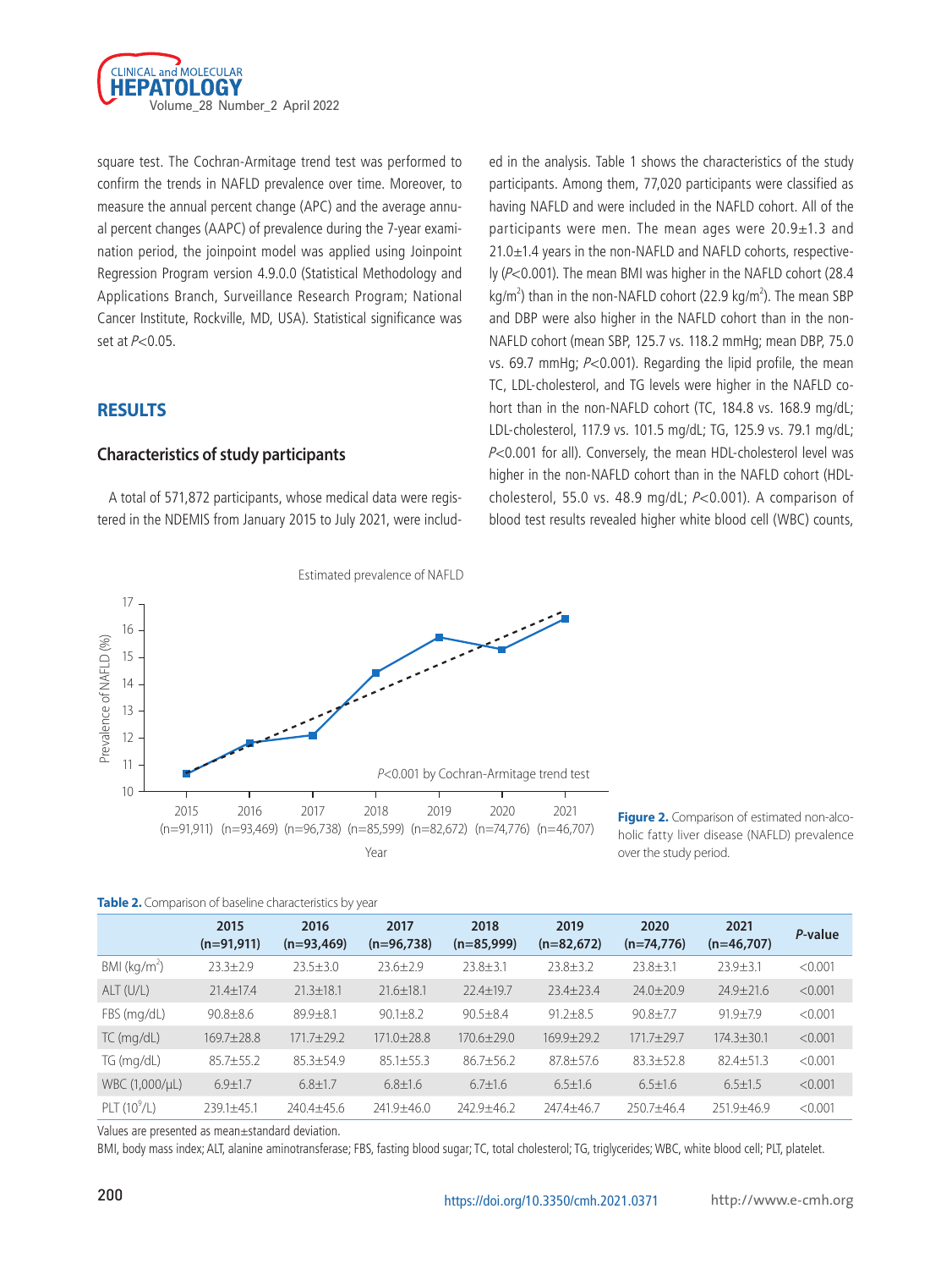square test. The Cochran-Armitage trend test was performed to confirm the trends in NAFLD prevalence over time. Moreover, to measure the annual percent change (APC) and the average annual percent changes (AAPC) of prevalence during the 7-year examination period, the joinpoint model was applied using Joinpoint Regression Program version 4.9.0.0 (Statistical Methodology and Applications Branch, Surveillance Research Program; National Cancer Institute, Rockville, MD, USA). Statistical significance was set at $P<0.05$.

## RESULTS

### Characteristics of study participants

A total of 571,872 participants, whose medical data were registered in the NDEMIS from January 2015 to July 2021, were included in the analysis. Table 1 shows the characteristics of the study participants. Among them, 77,020 participants were classified as having NAFLD and were included in the NAFLD cohort. All of the participants were men. The mean ages were 20.9±1.3 and 21.0±1.4 years in the non-NAFLD and NAFLD cohorts, respectively ($P<0.001$). The mean BMI was higher in the NAFLD cohort (28.4 kg/m$^2$) than in the non-NAFLD cohort (22.9 kg/m$^2$). The mean SBP and DBP were also higher in the NAFLD cohort than in the non-NAFLD cohort (mean SBP, 125.7 vs. 118.2 mmHg; mean DBP, 75.0 vs. 69.7 mmHg; $P<0.001$). Regarding the lipid profile, the mean TC, LDL-cholesterol, and TG levels were higher in the NAFLD cohort than in the non-NAFLD cohort (TC, 184.8 vs. 168.9 mg/dL; LDL-cholesterol, 117.9 vs. 101.5 mg/dL; TG, 125.9 vs. 79.1 mg/dL; $P<0.001$ for all). Conversely, the mean HDL-cholesterol level was higher in the non-NAFLD cohort than in the NAFLD cohort (HDL-cholesterol, 55.0 vs. 48.9 mg/dL; $P<0.001$). A comparison of blood test results revealed higher white blood cell (WBC) counts,

**Figure 2.** Comparison of estimated non-alcoholic fatty liver disease (NAFLD) prevalence over the study period.

**Table 2.** Comparison of baseline characteristics by year

| | 2015 (n=91,911) | 2016 (n=93,469) | 2017 (n=96,738) | 2018 (n=85,999) | 2019 (n=82,672) | 2020 (n=74,776) | 2021 (n=46,707) | P-value |
|---|---|---|---|---|---|---|---|---|
| BMI (kg/m$^2$) | 23.3±2.9 | 23.5±3.0 | 23.6±2.9 | 23.8±3.1 | 23.8±3.2 | 23.8±3.1 | 23.9±3.1 | <0.001 |
| ALT (U/L) | 21.4±17.4 | 21.3±18.1 | 21.6±18.1 | 22.4±19.7 | 23.4±23.4 | 24.0±20.9 | 24.9±21.6 | <0.001 |
| FBS (mg/dL) | 90.8±8.6 | 89.9±8.1 | 90.1±8.2 | 90.5±8.4 | 91.2±8.5 | 90.8±7.7 | 91.9±7.9 | <0.001 |
| TC (mg/dL) | 169.7±28.8 | 171.7±29.2 | 171.0±28.8 | 170.6±29.0 | 169.9±29.2 | 171.7±29.7 | 174.3±30.1 | <0.001 |
| TG (mg/dL) | 85.7±55.2 | 85.3±54.9 | 85.1±55.3 | 86.7±56.2 | 87.8±57.6 | 83.3±52.8 | 82.4±51.3 | <0.001 |
| WBC (1,000/μL) | 6.9±1.7 | 6.8±1.7 | 6.8±1.6 | 6.7±1.6 | 6.5±1.6 | 6.5±1.6 | 6.5±1.5 | <0.001 |
| PLT (10$^9$/L) | 239.1±45.1 | 240.4±45.6 | 241.9±46.0 | 242.9±46.2 | 247.4±46.7 | 250.7±46.4 | 251.9±46.9 | <0.001 |

Values are presented as mean±standard deviation.

BMI, body mass index; ALT, alanine aminotransferase; FBS, fasting blood sugar; TC, total cholesterol; TG, triglycerides; WBC, white blood cell; PLT, platelet.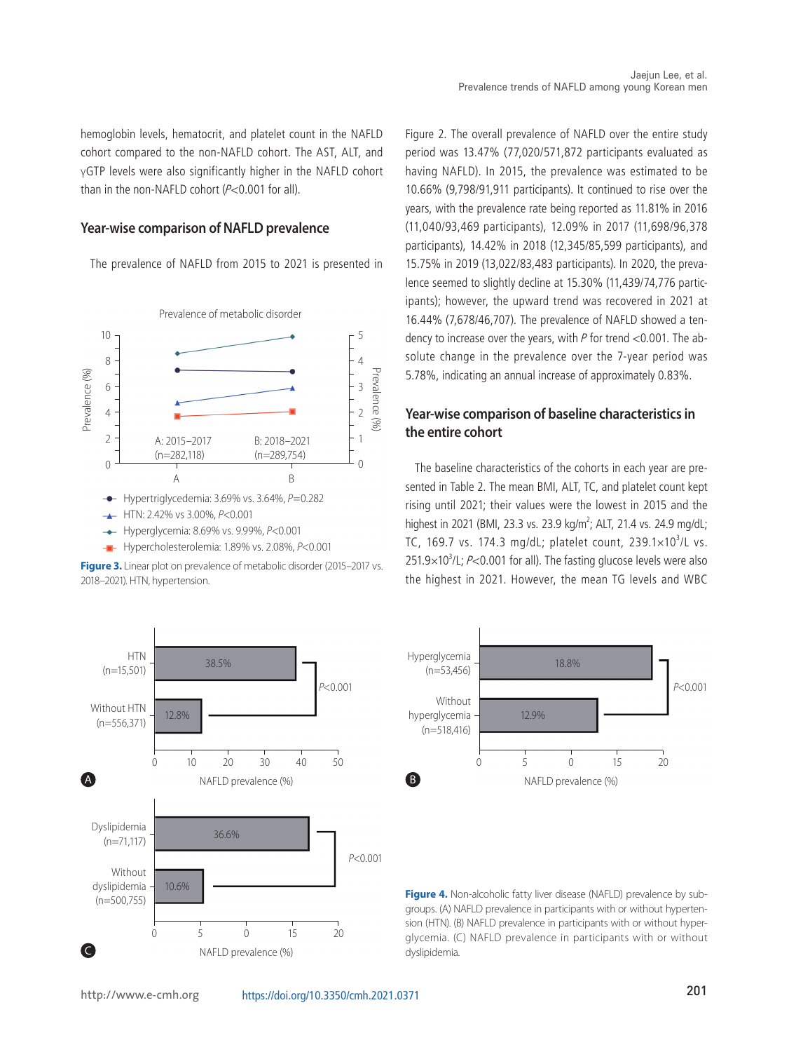hemoglobin levels, hematocrit, and platelet count in the NAFLD cohort compared to the non-NAFLD cohort. The AST, ALT, and γGTP levels were also significantly higher in the NAFLD cohort than in the non-NAFLD cohort ($P$<0.001 for all).

## Year-wise comparison of NAFLD prevalence

The prevalence of NAFLD from 2015 to 2021 is presented in Figure 2. The overall prevalence of NAFLD over the entire study period was 13.47% (77,020/571,872 participants evaluated as having NAFLD). In 2015, the prevalence was estimated to be 10.66% (9,798/91,911 participants). It continued to rise over the years, with the prevalence rate being reported as 11.81% in 2016 (11,040/93,469 participants), 12.09% in 2017 (11,698/96,378 participants), 14.42% in 2018 (12,345/85,599 participants), and 15.75% in 2019 (13,022/83,483 participants). In 2020, the prevalence seemed to slightly decline at 15.30% (11,439/74,776 participants); however, the upward trend was recovered in 2021 at 16.44% (7,678/46,707). The prevalence of NAFLD showed a tendency to increase over the years, with $P$ for trend <0.001. The absolute change in the prevalence over the 7-year period was 5.78%, indicating an annual increase of approximately 0.83%.

Prevalence of metabolic disorder

- Hypertriglycedemia: 3.69% vs. 3.64%, $P$=0.282
- HTN: 2.42% vs 3.00%, $P$<0.001
- Hyperglycemia: 8.69% vs. 9.99%, $P$<0.001
- Hypercholesterolemia: 1.89% vs. 2.08%, $P$<0.001

**Figure 3.** Linear plot on prevalence of metabolic disorder (2015–2017 vs. 2018–2021). HTN, hypertension.

## Year-wise comparison of baseline characteristics in the entire cohort

The baseline characteristics of the cohorts in each year are presented in Table 2. The mean BMI, ALT, TC, and platelet count kept rising until 2021; their values were the lowest in 2015 and the highest in 2021 (BMI, 23.3 vs. 23.9 kg/m$^2$; ALT, 21.4 vs. 24.9 mg/dL; TC, 169.7 vs. 174.3 mg/dL; platelet count, 239.1×10$^3$/L vs. 251.9×10$^3$/L; $P$<0.001 for all). The fasting glucose levels were also the highest in 2021. However, the mean TG levels and WBC

**Figure 4.** Non-alcoholic fatty liver disease (NAFLD) prevalence by subgroups. (A) NAFLD prevalence in participants with or without hypertension (HTN). (B) NAFLD prevalence in participants with or without hyperglycemia. (C) NAFLD prevalence in participants with or without dyslipidemia.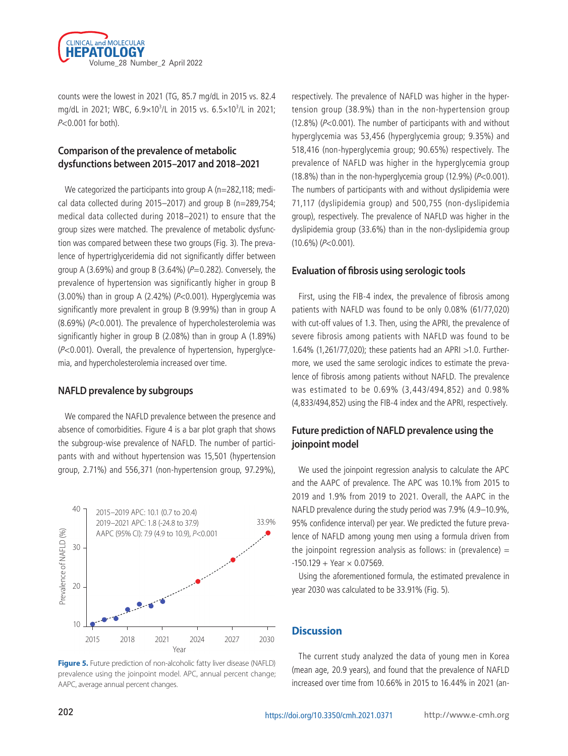counts were the lowest in 2021 (TG, 85.7 mg/dL in 2015 vs. 82.4 mg/dL in 2021; WBC, $6.9\times10^3$/L in 2015 vs. $6.5\times10^3$/L in 2021; $P<0.001$ for both).

### Comparison of the prevalence of metabolic dysfunctions between 2015–2017 and 2018–2021

We categorized the participants into group A (n=282,118; medical data collected during 2015–2017) and group B (n=289,754; medical data collected during 2018–2021) to ensure that the group sizes were matched. The prevalence of metabolic dysfunction was compared between these two groups (Fig. 3). The prevalence of hypertriglyceridemia did not significantly differ between group A (3.69%) and group B (3.64%) ($P=0.282$). Conversely, the prevalence of hypertension was significantly higher in group B (3.00%) than in group A (2.42%) ($P<0.001$). Hyperglycemia was significantly more prevalent in group B (9.99%) than in group A (8.69%) ($P<0.001$). The prevalence of hypercholesterolemia was significantly higher in group B (2.08%) than in group A (1.89%) ($P<0.001$). Overall, the prevalence of hypertension, hyperglycemia, and hypercholesterolemia increased over time.

### NAFLD prevalence by subgroups

We compared the NAFLD prevalence between the presence and absence of comorbidities. Figure 4 is a bar plot graph that shows the subgroup-wise prevalence of NAFLD. The number of participants with and without hypertension was 15,501 (hypertension group, 2.71%) and 556,371 (non-hypertension group, 97.29%), respectively. The prevalence of NAFLD was higher in the hypertension group (38.9%) than in the non-hypertension group (12.8%) ($P<0.001$). The number of participants with and without hyperglycemia was 53,456 (hyperglycemia group; 9.35%) and 518,416 (non-hyperglycemia group; 90.65%) respectively. The prevalence of NAFLD was higher in the hyperglycemia group (18.8%) than in the non-hyperglycemia group (12.9%) ($P<0.001$). The numbers of participants with and without dyslipidemia were 71,117 (dyslipidemia group) and 500,755 (non-dyslipidemia group), respectively. The prevalence of NAFLD was higher in the dyslipidemia group (33.6%) than in the non-dyslipidemia group (10.6%) ($P<0.001$).

### Evaluation of fibrosis using serologic tools

First, using the FIB-4 index, the prevalence of fibrosis among patients with NAFLD was found to be only 0.08% (61/77,020) with cut-off values of 1.3. Then, using the APRI, the prevalence of severe fibrosis among patients with NAFLD was found to be 1.64% (1,261/77,020); these patients had an APRI >1.0. Furthermore, we used the same serologic indices to estimate the prevalence of fibrosis among patients without NAFLD. The prevalence was estimated to be 0.69% (3,443/494,852) and 0.98% (4,833/494,852) using the FIB-4 index and the APRI, respectively.

### Future prediction of NAFLD prevalence using the joinpoint model

We used the joinpoint regression analysis to calculate the APC and the AAPC of prevalence. The APC was 10.1% from 2015 to 2019 and 1.9% from 2019 to 2021. Overall, the AAPC in the NAFLD prevalence during the study period was 7.9% (4.9–10.9%, 95% confidence interval) per year. We predicted the future prevalence of NAFLD among young men using a formula driven from the joinpoint regression analysis as follows: $\ln(\text{prevalence}) = -150.129 + \text{Year} \times 0.07569$.

Using the aforementioned formula, the estimated prevalence in year 2030 was calculated to be 33.91% (Fig. 5).

**Figure 5.** Future prediction of non-alcoholic fatty liver disease (NAFLD) prevalence using the joinpoint model. APC, annual percent change; AAPC, average annual percent changes.

## Discussion

The current study analyzed the data of young men in Korea (mean age, 20.9 years), and found that the prevalence of NAFLD increased over time from 10.66% in 2015 to 16.44% in 2021 (an-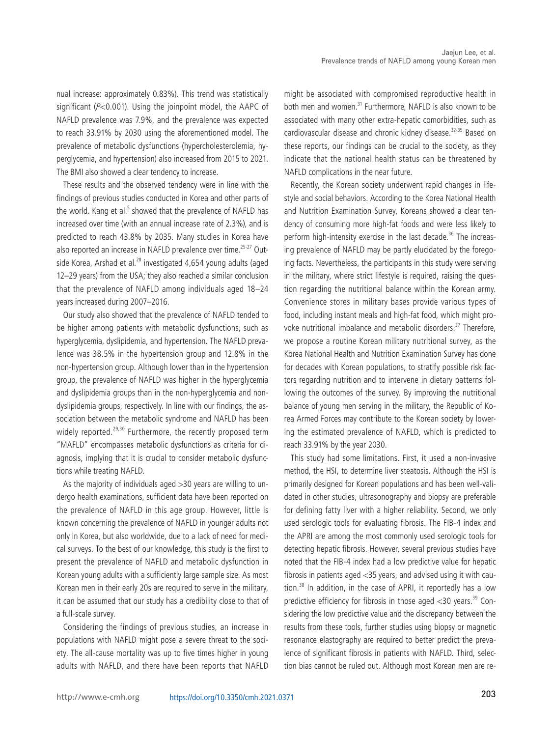nual increase: approximately 0.83%). This trend was statistically significant ($P<0.001$). Using the joinpoint model, the AAPC of NAFLD prevalence was 7.9%, and the prevalence was expected to reach 33.91% by 2030 using the aforementioned model. The prevalence of metabolic dysfunctions (hypercholesterolemia, hyperglycemia, and hypertension) also increased from 2015 to 2021. The BMI also showed a clear tendency to increase.

These results and the observed tendency were in line with the findings of previous studies conducted in Korea and other parts of the world. Kang et al.[5] showed that the prevalence of NAFLD has increased over time (with an annual increase rate of 2.3%), and is predicted to reach 43.8% by 2035. Many studies in Korea have also reported an increase in NAFLD prevalence over time.[25-27] Outside Korea, Arshad et al.[28] investigated 4,654 young adults (aged 12–29 years) from the USA; they also reached a similar conclusion that the prevalence of NAFLD among individuals aged 18–24 years increased during 2007–2016.

Our study also showed that the prevalence of NAFLD tended to be higher among patients with metabolic dysfunctions, such as hyperglycemia, dyslipidemia, and hypertension. The NAFLD prevalence was 38.5% in the hypertension group and 12.8% in the non-hypertension group. Although lower than in the hypertension group, the prevalence of NAFLD was higher in the hyperglycemia and dyslipidemia groups than in the non-hyperglycemia and non-dyslipidemia groups, respectively. In line with our findings, the association between the metabolic syndrome and NAFLD has been widely reported.[29,30] Furthermore, the recently proposed term "MAFLD" encompasses metabolic dysfunctions as criteria for diagnosis, implying that it is crucial to consider metabolic dysfunctions while treating NAFLD.

As the majority of individuals aged >30 years are willing to undergo health examinations, sufficient data have been reported on the prevalence of NAFLD in this age group. However, little is known concerning the prevalence of NAFLD in younger adults not only in Korea, but also worldwide, due to a lack of need for medical surveys. To the best of our knowledge, this study is the first to present the prevalence of NAFLD and metabolic dysfunction in Korean young adults with a sufficiently large sample size. As most Korean men in their early 20s are required to serve in the military, it can be assumed that our study has a credibility close to that of a full-scale survey.

Considering the findings of previous studies, an increase in populations with NAFLD might pose a severe threat to the society. The all-cause mortality was up to five times higher in young adults with NAFLD, and there have been reports that NAFLD might be associated with compromised reproductive health in both men and women.[31] Furthermore, NAFLD is also known to be associated with many other extra-hepatic comorbidities, such as cardiovascular disease and chronic kidney disease.[32-35] Based on these reports, our findings can be crucial to the society, as they indicate that the national health status can be threatened by NAFLD complications in the near future.

Recently, the Korean society underwent rapid changes in lifestyle and social behaviors. According to the Korea National Health and Nutrition Examination Survey, Koreans showed a clear tendency of consuming more high-fat foods and were less likely to perform high-intensity exercise in the last decade.[36] The increasing prevalence of NAFLD may be partly elucidated by the foregoing facts. Nevertheless, the participants in this study were serving in the military, where strict lifestyle is required, raising the question regarding the nutritional balance within the Korean army. Convenience stores in military bases provide various types of food, including instant meals and high-fat food, which might provoke nutritional imbalance and metabolic disorders.[37] Therefore, we propose a routine Korean military nutritional survey, as the Korea National Health and Nutrition Examination Survey has done for decades with Korean populations, to stratify possible risk factors regarding nutrition and to intervene in dietary patterns following the outcomes of the survey. By improving the nutritional balance of young men serving in the military, the Republic of Korea Armed Forces may contribute to the Korean society by lowering the estimated prevalence of NAFLD, which is predicted to reach 33.91% by the year 2030.

This study had some limitations. First, it used a non-invasive method, the HSI, to determine liver steatosis. Although the HSI is primarily designed for Korean populations and has been well-validated in other studies, ultrasonography and biopsy are preferable for defining fatty liver with a higher reliability. Second, we only used serologic tools for evaluating fibrosis. The FIB-4 index and the APRI are among the most commonly used serologic tools for detecting hepatic fibrosis. However, several previous studies have noted that the FIB-4 index had a low predictive value for hepatic fibrosis in patients aged <35 years, and advised using it with caution.[38] In addition, in the case of APRI, it reportedly has a low predictive efficiency for fibrosis in those aged <30 years.[39] Considering the low predictive value and the discrepancy between the results from these tools, further studies using biopsy or magnetic resonance elastography are required to better predict the prevalence of significant fibrosis in patients with NAFLD. Third, selection bias cannot be ruled out. Although most Korean men are re-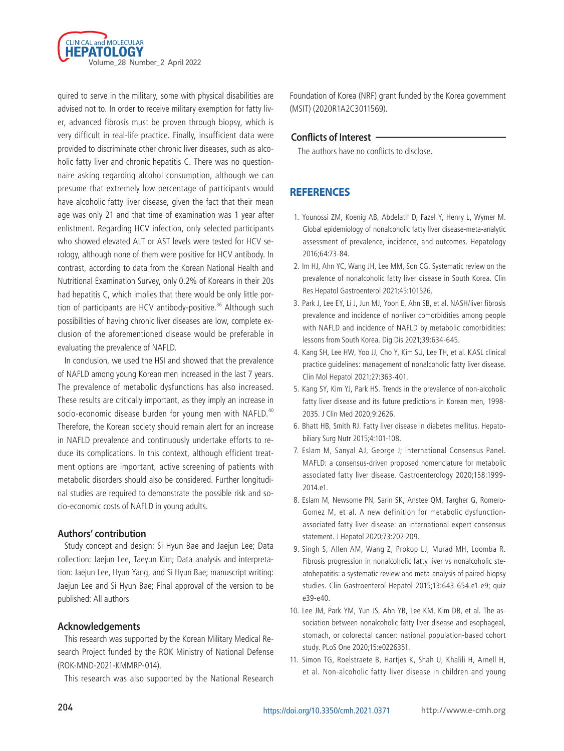quired to serve in the military, some with physical disabilities are advised not to. In order to receive military exemption for fatty liver, advanced fibrosis must be proven through biopsy, which is very difficult in real-life practice. Finally, insufficient data were provided to discriminate other chronic liver diseases, such as alcoholic fatty liver and chronic hepatitis C. There was no questionnaire asking regarding alcohol consumption, although we can presume that extremely low percentage of participants would have alcoholic fatty liver disease, given the fact that their mean age was only 21 and that time of examination was 1 year after enlistment. Regarding HCV infection, only selected participants who showed elevated ALT or AST levels were tested for HCV serology, although none of them were positive for HCV antibody. In contrast, according to data from the Korean National Health and Nutritional Examination Survey, only 0.2% of Koreans in their 20s had hepatitis C, which implies that there would be only little portion of participants are HCV antibody-positive.[36] Although such possibilities of having chronic liver diseases are low, complete exclusion of the aforementioned disease would be preferable in evaluating the prevalence of NAFLD.

In conclusion, we used the HSI and showed that the prevalence of NAFLD among young Korean men increased in the last 7 years. The prevalence of metabolic dysfunctions has also increased. These results are critically important, as they imply an increase in socio-economic disease burden for young men with NAFLD.[40] Therefore, the Korean society should remain alert for an increase in NAFLD prevalence and continuously undertake efforts to reduce its complications. In this context, although efficient treatment options are important, active screening of patients with metabolic disorders should also be considered. Further longitudinal studies are required to demonstrate the possible risk and socio-economic costs of NAFLD in young adults.

### Authors' contribution

Study concept and design: Si Hyun Bae and Jaejun Lee; Data collection: Jaejun Lee, Taeyun Kim; Data analysis and interpretation: Jaejun Lee, Hyun Yang, and Si Hyun Bae; manuscript writing: Jaejun Lee and Si Hyun Bae; Final approval of the version to be published: All authors

### Acknowledgements

This research was supported by the Korean Military Medical Research Project funded by the ROK Ministry of National Defense (ROK-MND-2021-KMMRP-014).

This research was also supported by the National Research Foundation of Korea (NRF) grant funded by the Korea government (MSIT) (2020R1A2C3011569).

### Conflicts of Interest

The authors have no conflicts to disclose.

## REFERENCES

1. Younossi ZM, Koenig AB, Abdelatif D, Fazel Y, Henry L, Wymer M. Global epidemiology of nonalcoholic fatty liver disease-meta-analytic assessment of prevalence, incidence, and outcomes. Hepatology 2016;64:73-84.
2. Im HJ, Ahn YC, Wang JH, Lee MM, Son CG. Systematic review on the prevalence of nonalcoholic fatty liver disease in South Korea. Clin Res Hepatol Gastroenterol 2021;45:101526.
3. Park J, Lee EY, Li J, Jun MJ, Yoon E, Ahn SB, et al. NASH/liver fibrosis prevalence and incidence of nonliver comorbidities among people with NAFLD and incidence of NAFLD by metabolic comorbidities: lessons from South Korea. Dig Dis 2021;39:634-645.
4. Kang SH, Lee HW, Yoo JJ, Cho Y, Kim SU, Lee TH, et al. KASL clinical practice guidelines: management of nonalcoholic fatty liver disease. Clin Mol Hepatol 2021;27:363-401.
5. Kang SY, Kim YJ, Park HS. Trends in the prevalence of non-alcoholic fatty liver disease and its future predictions in Korean men, 1998-2035. J Clin Med 2020;9:2626.
6. Bhatt HB, Smith RJ. Fatty liver disease in diabetes mellitus. Hepatobiliary Surg Nutr 2015;4:101-108.
7. Eslam M, Sanyal AJ, George J; International Consensus Panel. MAFLD: a consensus-driven proposed nomenclature for metabolic associated fatty liver disease. Gastroenterology 2020;158:1999-2014.e1.
8. Eslam M, Newsome PN, Sarin SK, Anstee QM, Targher G, Romero-Gomez M, et al. A new definition for metabolic dysfunction-associated fatty liver disease: an international expert consensus statement. J Hepatol 2020;73:202-209.
9. Singh S, Allen AM, Wang Z, Prokop LJ, Murad MH, Loomba R. Fibrosis progression in nonalcoholic fatty liver vs nonalcoholic steatohepatitis: a systematic review and meta-analysis of paired-biopsy studies. Clin Gastroenterol Hepatol 2015;13:643-654.e1-e9; quiz e39-e40.
10. Lee JM, Park YM, Yun JS, Ahn YB, Lee KM, Kim DB, et al. The association between nonalcoholic fatty liver disease and esophageal, stomach, or colorectal cancer: national population-based cohort study. PLoS One 2020;15:e0226351.
11. Simon TG, Roelstraete B, Hartjes K, Shah U, Khalili H, Arnell H, et al. Non-alcoholic fatty liver disease in children and young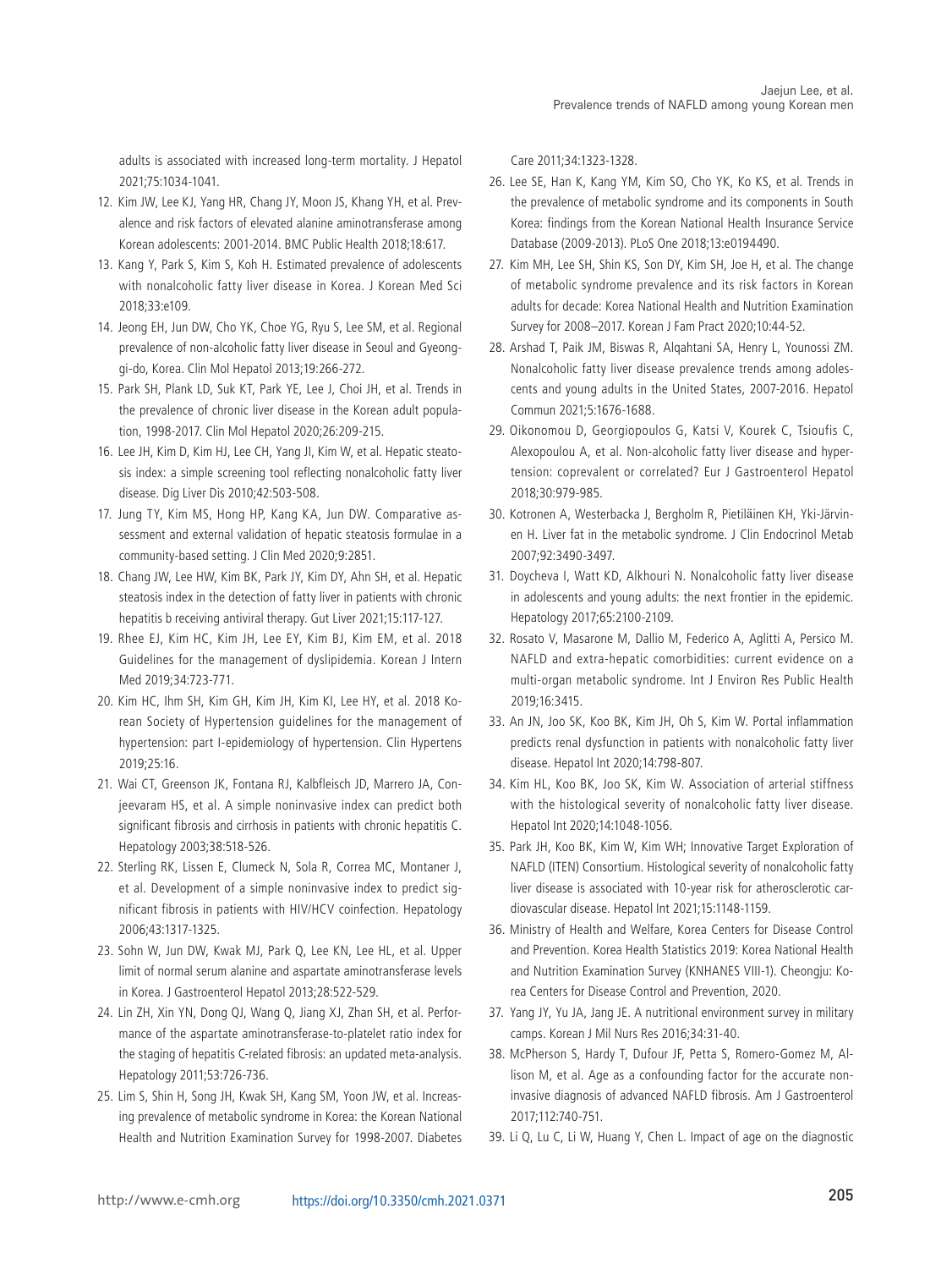adults is associated with increased long-term mortality. J Hepatol 2021;75:1034-1041.

12. Kim JW, Lee KJ, Yang HR, Chang JY, Moon JS, Khang YH, et al. Prevalence and risk factors of elevated alanine aminotransferase among Korean adolescents: 2001-2014. BMC Public Health 2018;18:617.
13. Kang Y, Park S, Kim S, Koh H. Estimated prevalence of adolescents with nonalcoholic fatty liver disease in Korea. J Korean Med Sci 2018;33:e109.
14. Jeong EH, Jun DW, Cho YK, Choe YG, Ryu S, Lee SM, et al. Regional prevalence of non-alcoholic fatty liver disease in Seoul and Gyeonggi-do, Korea. Clin Mol Hepatol 2013;19:266-272.
15. Park SH, Plank LD, Suk KT, Park YE, Lee J, Choi JH, et al. Trends in the prevalence of chronic liver disease in the Korean adult population, 1998-2017. Clin Mol Hepatol 2020;26:209-215.
16. Lee JH, Kim D, Kim HJ, Lee CH, Yang JI, Kim W, et al. Hepatic steatosis index: a simple screening tool reflecting nonalcoholic fatty liver disease. Dig Liver Dis 2010;42:503-508.
17. Jung TY, Kim MS, Hong HP, Kang KA, Jun DW. Comparative assessment and external validation of hepatic steatosis formulae in a community-based setting. J Clin Med 2020;9:2851.
18. Chang JW, Lee HW, Kim BK, Park JY, Kim DY, Ahn SH, et al. Hepatic steatosis index in the detection of fatty liver in patients with chronic hepatitis b receiving antiviral therapy. Gut Liver 2021;15:117-127.
19. Rhee EJ, Kim HC, Kim JH, Lee EY, Kim BJ, Kim EM, et al. 2018 Guidelines for the management of dyslipidemia. Korean J Intern Med 2019;34:723-771.
20. Kim HC, Ihm SH, Kim GH, Kim JH, Kim KI, Lee HY, et al. 2018 Korean Society of Hypertension guidelines for the management of hypertension: part I-epidemiology of hypertension. Clin Hypertens 2019;25:16.
21. Wai CT, Greenson JK, Fontana RJ, Kalbfleisch JD, Marrero JA, Conjeevaram HS, et al. A simple noninvasive index can predict both significant fibrosis and cirrhosis in patients with chronic hepatitis C. Hepatology 2003;38:518-526.
22. Sterling RK, Lissen E, Clumeck N, Sola R, Correa MC, Montaner J, et al. Development of a simple noninvasive index to predict significant fibrosis in patients with HIV/HCV coinfection. Hepatology 2006;43:1317-1325.
23. Sohn W, Jun DW, Kwak MJ, Park Q, Lee KN, Lee HL, et al. Upper limit of normal serum alanine and aspartate aminotransferase levels in Korea. J Gastroenterol Hepatol 2013;28:522-529.
24. Lin ZH, Xin YN, Dong QJ, Wang Q, Jiang XJ, Zhan SH, et al. Performance of the aspartate aminotransferase-to-platelet ratio index for the staging of hepatitis C-related fibrosis: an updated meta-analysis. Hepatology 2011;53:726-736.
25. Lim S, Shin H, Song JH, Kwak SH, Kang SM, Yoon JW, et al. Increasing prevalence of metabolic syndrome in Korea: the Korean National Health and Nutrition Examination Survey for 1998-2007. Diabetes Care 2011;34:1323-1328.
26. Lee SE, Han K, Kang YM, Kim SO, Cho YK, Ko KS, et al. Trends in the prevalence of metabolic syndrome and its components in South Korea: findings from the Korean National Health Insurance Service Database (2009-2013). PLoS One 2018;13:e0194490.
27. Kim MH, Lee SH, Shin KS, Son DY, Kim SH, Joe H, et al. The change of metabolic syndrome prevalence and its risk factors in Korean adults for decade: Korea National Health and Nutrition Examination Survey for 2008–2017. Korean J Fam Pract 2020;10:44-52.
28. Arshad T, Paik JM, Biswas R, Alqahtani SA, Henry L, Younossi ZM. Nonalcoholic fatty liver disease prevalence trends among adolescents and young adults in the United States, 2007-2016. Hepatol Commun 2021;5:1676-1688.
29. Oikonomou D, Georgiopoulos G, Katsi V, Kourek C, Tsioufis C, Alexopoulou A, et al. Non-alcoholic fatty liver disease and hypertension: coprevalent or correlated? Eur J Gastroenterol Hepatol 2018;30:979-985.
30. Kotronen A, Westerbacka J, Bergholm R, Pietiläinen KH, Yki-Järvinen H. Liver fat in the metabolic syndrome. J Clin Endocrinol Metab 2007;92:3490-3497.
31. Doycheva I, Watt KD, Alkhouri N. Nonalcoholic fatty liver disease in adolescents and young adults: the next frontier in the epidemic. Hepatology 2017;65:2100-2109.
32. Rosato V, Masarone M, Dallio M, Federico A, Aglitti A, Persico M. NAFLD and extra-hepatic comorbidities: current evidence on a multi-organ metabolic syndrome. Int J Environ Res Public Health 2019;16:3415.
33. An JN, Joo SK, Koo BK, Kim JH, Oh S, Kim W. Portal inflammation predicts renal dysfunction in patients with nonalcoholic fatty liver disease. Hepatol Int 2020;14:798-807.
34. Kim HL, Koo BK, Joo SK, Kim W. Association of arterial stiffness with the histological severity of nonalcoholic fatty liver disease. Hepatol Int 2020;14:1048-1056.
35. Park JH, Koo BK, Kim W, Kim WH; Innovative Target Exploration of NAFLD (ITEN) Consortium. Histological severity of nonalcoholic fatty liver disease is associated with 10-year risk for atherosclerotic cardiovascular disease. Hepatol Int 2021;15:1148-1159.
36. Ministry of Health and Welfare, Korea Centers for Disease Control and Prevention. Korea Health Statistics 2019: Korea National Health and Nutrition Examination Survey (KNHANES VIII-1). Cheongju: Korea Centers for Disease Control and Prevention, 2020.
37. Yang JY, Yu JA, Jang JE. A nutritional environment survey in military camps. Korean J Mil Nurs Res 2016;34:31-40.
38. McPherson S, Hardy T, Dufour JF, Petta S, Romero-Gomez M, Allison M, et al. Age as a confounding factor for the accurate non-invasive diagnosis of advanced NAFLD fibrosis. Am J Gastroenterol 2017;112:740-751.
39. Li Q, Lu C, Li W, Huang Y, Chen L. Impact of age on the diagnostic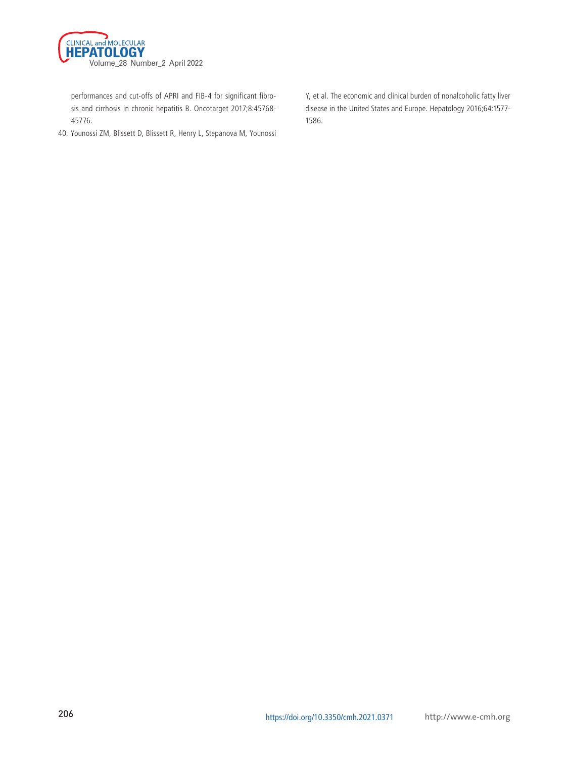performances and cut-offs of APRI and FIB-4 for significant fibrosis and cirrhosis in chronic hepatitis B. Oncotarget 2017;8:45768-45776.

40. Younossi ZM, Blissett D, Blissett R, Henry L, Stepanova M, Younossi Y, et al. The economic and clinical burden of nonalcoholic fatty liver disease in the United States and Europe. Hepatology 2016;64:1577-1586.